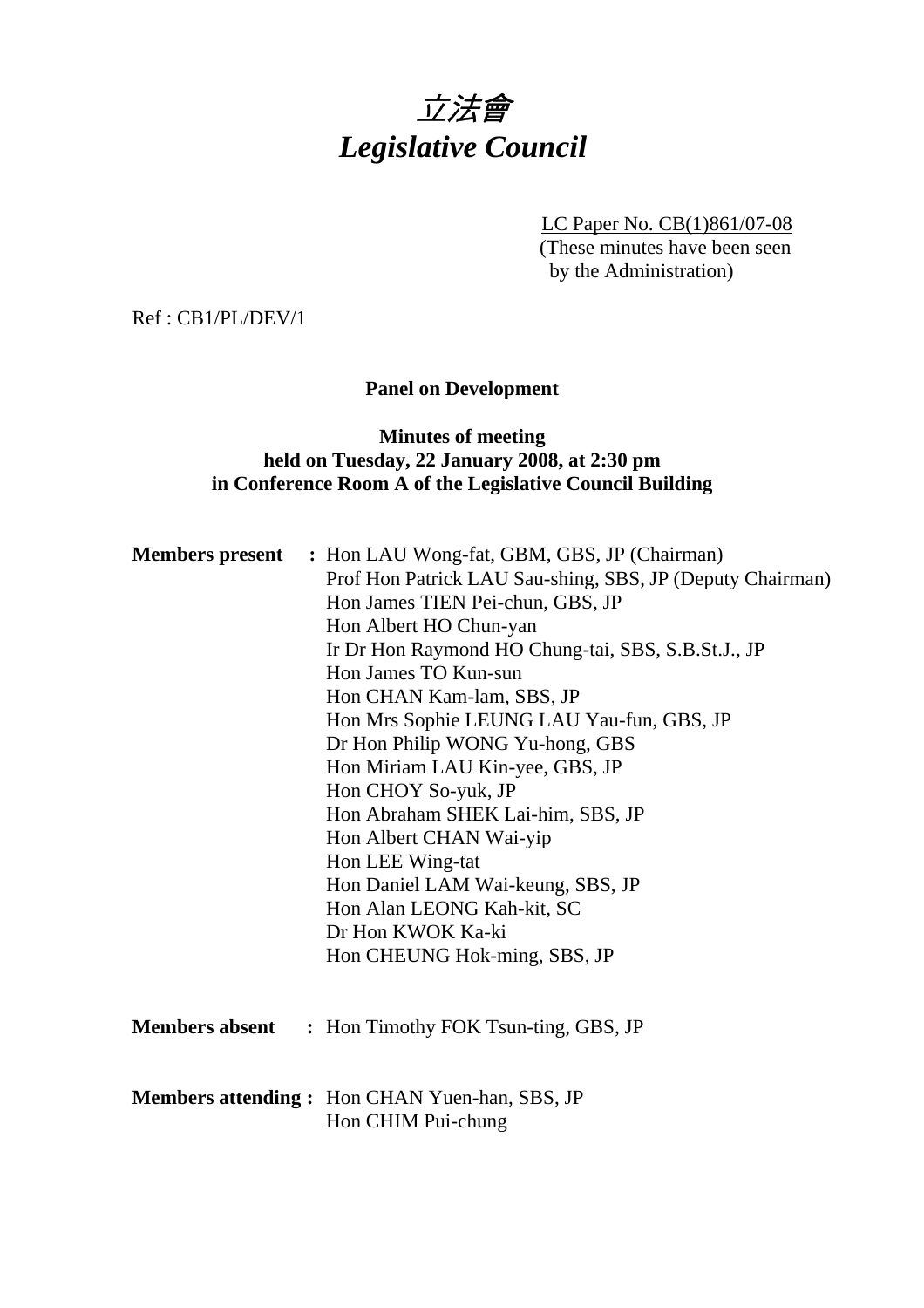# 立法會
# *Legislative Council*

LC Paper No. CB(1)861/07-08
(These minutes have been seen by the Administration)

Ref : CB1/PL/DEV/1

**Panel on Development**

**Minutes of meeting held on Tuesday, 22 January 2008, at 2:30 pm in Conference Room A of the Legislative Council Building**

**Members present :** Hon LAU Wong-fat, GBM, GBS, JP (Chairman)
Prof Hon Patrick LAU Sau-shing, SBS, JP (Deputy Chairman)
Hon James TIEN Pei-chun, GBS, JP
Hon Albert HO Chun-yan
Ir Dr Hon Raymond HO Chung-tai, SBS, S.B.St.J., JP
Hon James TO Kun-sun
Hon CHAN Kam-lam, SBS, JP
Hon Mrs Sophie LEUNG LAU Yau-fun, GBS, JP
Dr Hon Philip WONG Yu-hong, GBS
Hon Miriam LAU Kin-yee, GBS, JP
Hon CHOY So-yuk, JP
Hon Abraham SHEK Lai-him, SBS, JP
Hon Albert CHAN Wai-yip
Hon LEE Wing-tat
Hon Daniel LAM Wai-keung, SBS, JP
Hon Alan LEONG Kah-kit, SC
Dr Hon KWOK Ka-ki
Hon CHEUNG Hok-ming, SBS, JP

**Members absent :** Hon Timothy FOK Tsun-ting, GBS, JP

**Members attending :** Hon CHAN Yuen-han, SBS, JP
Hon CHIM Pui-chung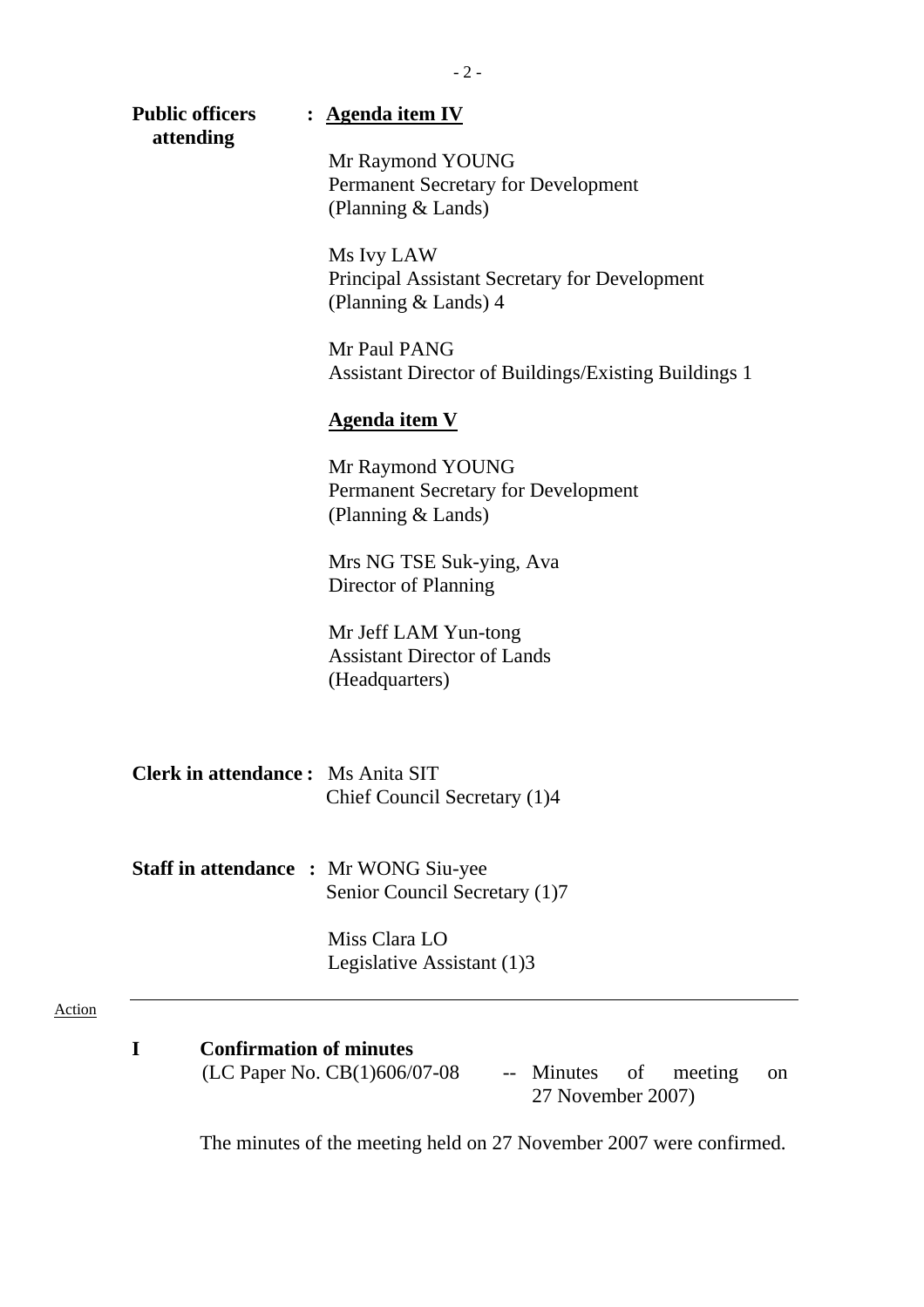**Public officers attending** : **Agenda item IV**

Mr Raymond YOUNG
Permanent Secretary for Development (Planning & Lands)

Ms Ivy LAW
Principal Assistant Secretary for Development (Planning & Lands) 4

Mr Paul PANG
Assistant Director of Buildings/Existing Buildings 1

**Agenda item V**

Mr Raymond YOUNG
Permanent Secretary for Development (Planning & Lands)

Mrs NG TSE Suk-ying, Ava
Director of Planning

Mr Jeff LAM Yun-tong
Assistant Director of Lands (Headquarters)

**Clerk in attendance :** Ms Anita SIT
Chief Council Secretary (1)4

**Staff in attendance :** Mr WONG Siu-yee
Senior Council Secretary (1)7

Miss Clara LO
Legislative Assistant (1)3

---

Action

**I Confirmation of minutes**

(LC Paper No. CB(1)606/07-08 -- Minutes of meeting on 27 November 2007)

The minutes of the meeting held on 27 November 2007 were confirmed.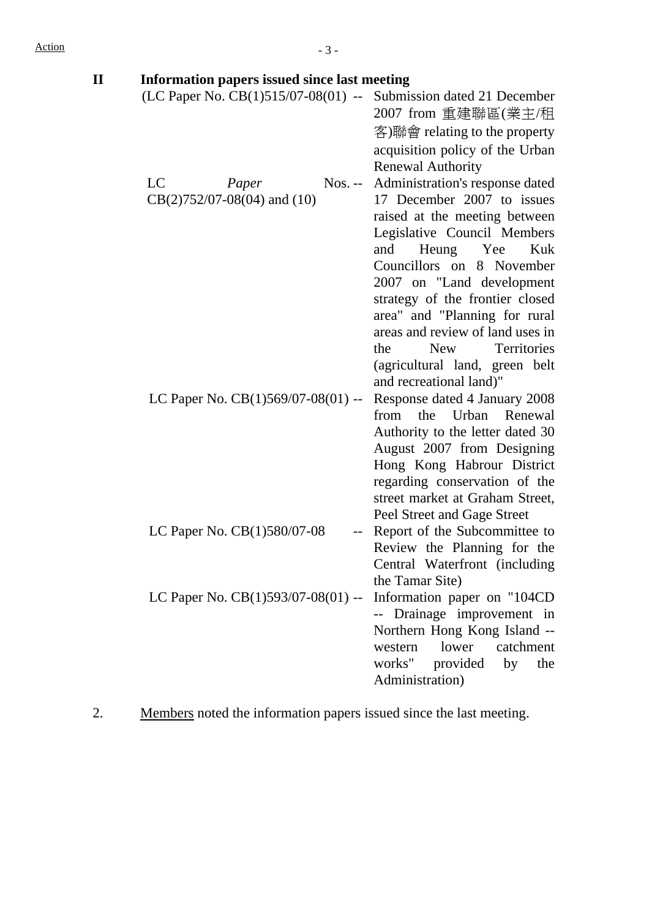Action

## II Information papers issued since last meeting

| | |
|---|---|
| (LC Paper No. CB(1)515/07-08(01) -- | Submission dated 21 December 2007 from 重建聯區(業主/租客)聯會 relating to the property acquisition policy of the Urban Renewal Authority |
| LC *Paper* Nos. -- CB(2)752/07-08(04) and (10) | Administration's response dated 17 December 2007 to issues raised at the meeting between Legislative Council Members and Heung Yee Kuk Councillors on 8 November 2007 on "Land development strategy of the frontier closed area" and "Planning for rural areas and review of land uses in the New Territories (agricultural land, green belt and recreational land)" |
| LC Paper No. CB(1)569/07-08(01) -- | Response dated 4 January 2008 from the Urban Renewal Authority to the letter dated 30 August 2007 from Designing Hong Kong Habrour District regarding conservation of the street market at Graham Street, Peel Street and Gage Street |
| LC Paper No. CB(1)580/07-08 -- | Report of the Subcommittee to Review the Planning for the Central Waterfront (including the Tamar Site) |
| LC Paper No. CB(1)593/07-08(01) -- | Information paper on "104CD -- Drainage improvement in Northern Hong Kong Island -- western lower catchment works" provided by the Administration) |

2. Members noted the information papers issued since the last meeting.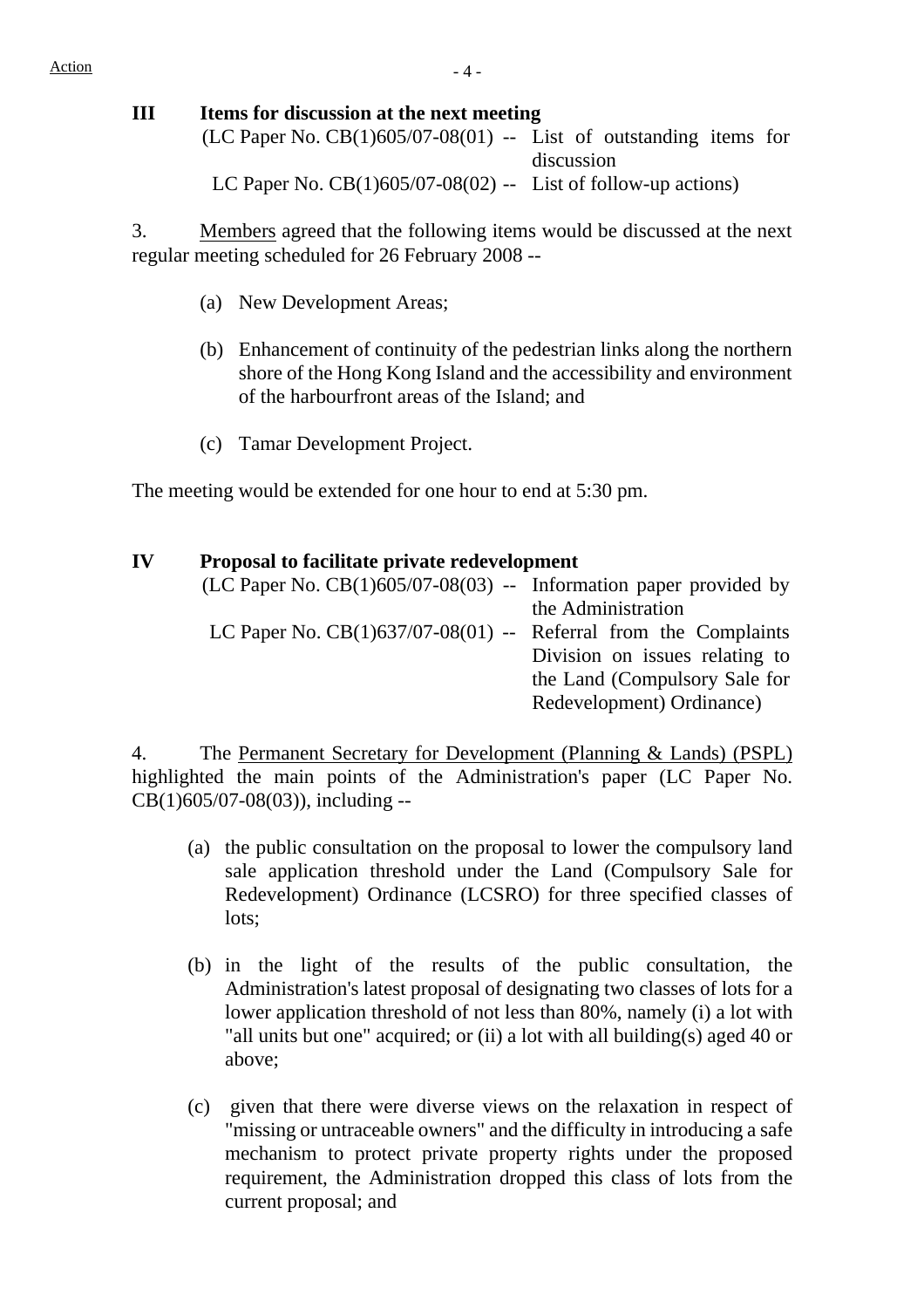Action

**III Items for discussion at the next meeting**

(LC Paper No. CB(1)605/07-08(01) -- List of outstanding items for discussion

LC Paper No. CB(1)605/07-08(02) -- List of follow-up actions)

3. Members agreed that the following items would be discussed at the next regular meeting scheduled for 26 February 2008 --

(a) New Development Areas;

(b) Enhancement of continuity of the pedestrian links along the northern shore of the Hong Kong Island and the accessibility and environment of the harbourfront areas of the Island; and

(c) Tamar Development Project.

The meeting would be extended for one hour to end at 5:30 pm.

**IV Proposal to facilitate private redevelopment**

(LC Paper No. CB(1)605/07-08(03) -- Information paper provided by the Administration

LC Paper No. CB(1)637/07-08(01) -- Referral from the Complaints Division on issues relating to the Land (Compulsory Sale for Redevelopment) Ordinance)

4. The Permanent Secretary for Development (Planning & Lands) (PSPL) highlighted the main points of the Administration's paper (LC Paper No. CB(1)605/07-08(03)), including --

(a) the public consultation on the proposal to lower the compulsory land sale application threshold under the Land (Compulsory Sale for Redevelopment) Ordinance (LCSRO) for three specified classes of lots;

(b) in the light of the results of the public consultation, the Administration's latest proposal of designating two classes of lots for a lower application threshold of not less than 80%, namely (i) a lot with "all units but one" acquired; or (ii) a lot with all building(s) aged 40 or above;

(c) given that there were diverse views on the relaxation in respect of "missing or untraceable owners" and the difficulty in introducing a safe mechanism to protect private property rights under the proposed requirement, the Administration dropped this class of lots from the current proposal; and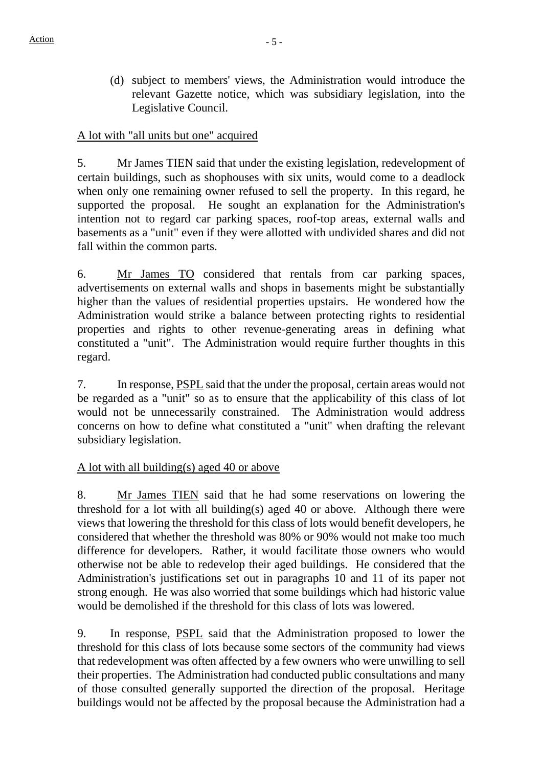(d) subject to members' views, the Administration would introduce the relevant Gazette notice, which was subsidiary legislation, into the Legislative Council.

<u>A lot with "all units but one" acquired</u>

5. <u>Mr James TIEN</u> said that under the existing legislation, redevelopment of certain buildings, such as shophouses with six units, would come to a deadlock when only one remaining owner refused to sell the property. In this regard, he supported the proposal. He sought an explanation for the Administration's intention not to regard car parking spaces, roof-top areas, external walls and basements as a "unit" even if they were allotted with undivided shares and did not fall within the common parts.

6. <u>Mr James TO</u> considered that rentals from car parking spaces, advertisements on external walls and shops in basements might be substantially higher than the values of residential properties upstairs. He wondered how the Administration would strike a balance between protecting rights to residential properties and rights to other revenue-generating areas in defining what constituted a "unit". The Administration would require further thoughts in this regard.

7. In response, <u>PSPL</u> said that the under the proposal, certain areas would not be regarded as a "unit" so as to ensure that the applicability of this class of lot would not be unnecessarily constrained. The Administration would address concerns on how to define what constituted a "unit" when drafting the relevant subsidiary legislation.

<u>A lot with all building(s) aged 40 or above</u>

8. <u>Mr James TIEN</u> said that he had some reservations on lowering the threshold for a lot with all building(s) aged 40 or above. Although there were views that lowering the threshold for this class of lots would benefit developers, he considered that whether the threshold was 80% or 90% would not make too much difference for developers. Rather, it would facilitate those owners who would otherwise not be able to redevelop their aged buildings. He considered that the Administration's justifications set out in paragraphs 10 and 11 of its paper not strong enough. He was also worried that some buildings which had historic value would be demolished if the threshold for this class of lots was lowered.

9. In response, <u>PSPL</u> said that the Administration proposed to lower the threshold for this class of lots because some sectors of the community had views that redevelopment was often affected by a few owners who were unwilling to sell their properties. The Administration had conducted public consultations and many of those consulted generally supported the direction of the proposal. Heritage buildings would not be affected by the proposal because the Administration had a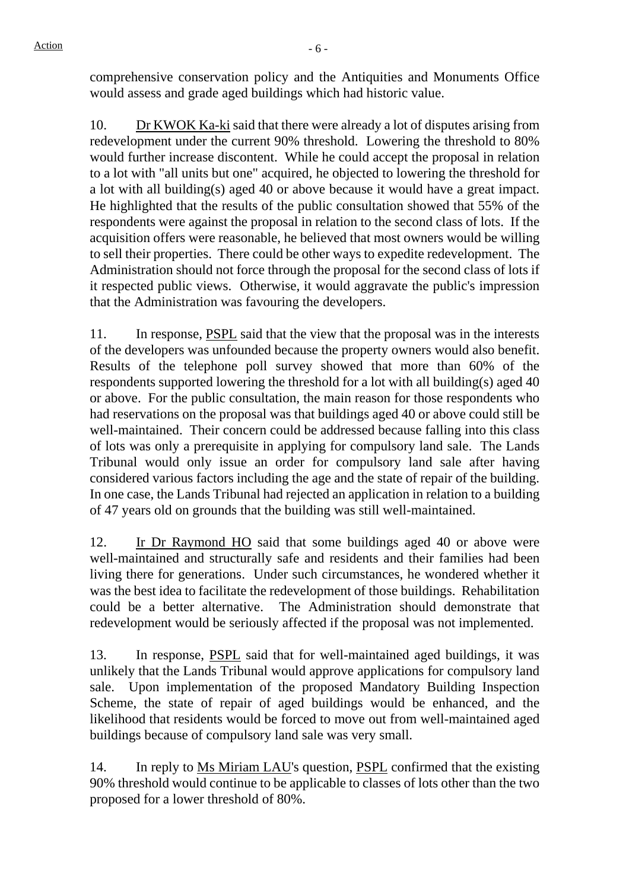comprehensive conservation policy and the Antiquities and Monuments Office would assess and grade aged buildings which had historic value.

10. Dr KWOK Ka-ki said that there were already a lot of disputes arising from redevelopment under the current 90% threshold. Lowering the threshold to 80% would further increase discontent. While he could accept the proposal in relation to a lot with "all units but one" acquired, he objected to lowering the threshold for a lot with all building(s) aged 40 or above because it would have a great impact. He highlighted that the results of the public consultation showed that 55% of the respondents were against the proposal in relation to the second class of lots. If the acquisition offers were reasonable, he believed that most owners would be willing to sell their properties. There could be other ways to expedite redevelopment. The Administration should not force through the proposal for the second class of lots if it respected public views. Otherwise, it would aggravate the public's impression that the Administration was favouring the developers.

11. In response, PSPL said that the view that the proposal was in the interests of the developers was unfounded because the property owners would also benefit. Results of the telephone poll survey showed that more than 60% of the respondents supported lowering the threshold for a lot with all building(s) aged 40 or above. For the public consultation, the main reason for those respondents who had reservations on the proposal was that buildings aged 40 or above could still be well-maintained. Their concern could be addressed because falling into this class of lots was only a prerequisite in applying for compulsory land sale. The Lands Tribunal would only issue an order for compulsory land sale after having considered various factors including the age and the state of repair of the building. In one case, the Lands Tribunal had rejected an application in relation to a building of 47 years old on grounds that the building was still well-maintained.

12. Ir Dr Raymond HO said that some buildings aged 40 or above were well-maintained and structurally safe and residents and their families had been living there for generations. Under such circumstances, he wondered whether it was the best idea to facilitate the redevelopment of those buildings. Rehabilitation could be a better alternative. The Administration should demonstrate that redevelopment would be seriously affected if the proposal was not implemented.

13. In response, PSPL said that for well-maintained aged buildings, it was unlikely that the Lands Tribunal would approve applications for compulsory land sale. Upon implementation of the proposed Mandatory Building Inspection Scheme, the state of repair of aged buildings would be enhanced, and the likelihood that residents would be forced to move out from well-maintained aged buildings because of compulsory land sale was very small.

14. In reply to Ms Miriam LAU's question, PSPL confirmed that the existing 90% threshold would continue to be applicable to classes of lots other than the two proposed for a lower threshold of 80%.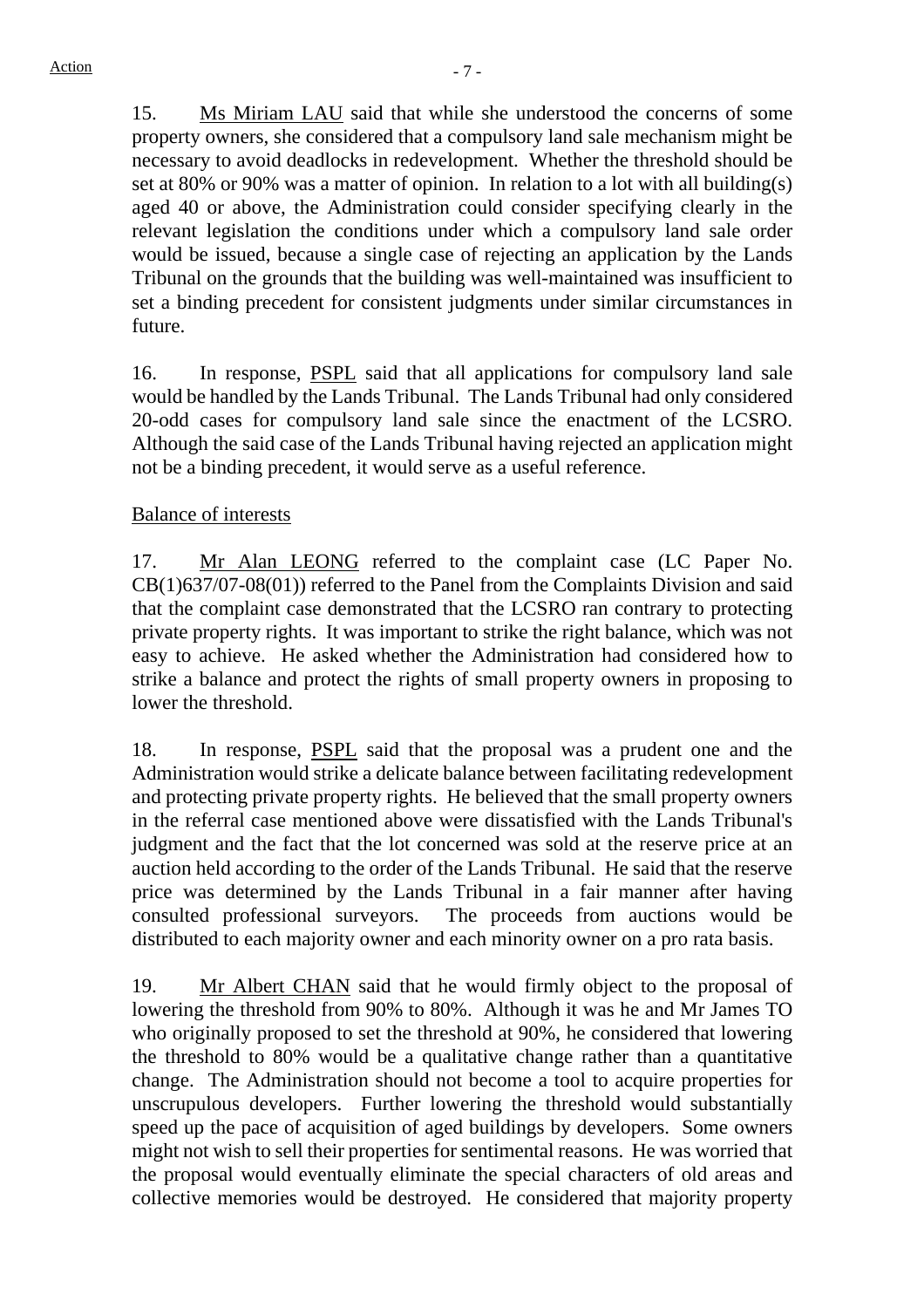15. Ms Miriam LAU said that while she understood the concerns of some property owners, she considered that a compulsory land sale mechanism might be necessary to avoid deadlocks in redevelopment. Whether the threshold should be set at 80% or 90% was a matter of opinion. In relation to a lot with all building(s) aged 40 or above, the Administration could consider specifying clearly in the relevant legislation the conditions under which a compulsory land sale order would be issued, because a single case of rejecting an application by the Lands Tribunal on the grounds that the building was well-maintained was insufficient to set a binding precedent for consistent judgments under similar circumstances in future.

16. In response, PSPL said that all applications for compulsory land sale would be handled by the Lands Tribunal. The Lands Tribunal had only considered 20-odd cases for compulsory land sale since the enactment of the LCSRO. Although the said case of the Lands Tribunal having rejected an application might not be a binding precedent, it would serve as a useful reference.

Balance of interests

17. Mr Alan LEONG referred to the complaint case (LC Paper No. CB(1)637/07-08(01)) referred to the Panel from the Complaints Division and said that the complaint case demonstrated that the LCSRO ran contrary to protecting private property rights. It was important to strike the right balance, which was not easy to achieve. He asked whether the Administration had considered how to strike a balance and protect the rights of small property owners in proposing to lower the threshold.

18. In response, PSPL said that the proposal was a prudent one and the Administration would strike a delicate balance between facilitating redevelopment and protecting private property rights. He believed that the small property owners in the referral case mentioned above were dissatisfied with the Lands Tribunal's judgment and the fact that the lot concerned was sold at the reserve price at an auction held according to the order of the Lands Tribunal. He said that the reserve price was determined by the Lands Tribunal in a fair manner after having consulted professional surveyors. The proceeds from auctions would be distributed to each majority owner and each minority owner on a pro rata basis.

19. Mr Albert CHAN said that he would firmly object to the proposal of lowering the threshold from 90% to 80%. Although it was he and Mr James TO who originally proposed to set the threshold at 90%, he considered that lowering the threshold to 80% would be a qualitative change rather than a quantitative change. The Administration should not become a tool to acquire properties for unscrupulous developers. Further lowering the threshold would substantially speed up the pace of acquisition of aged buildings by developers. Some owners might not wish to sell their properties for sentimental reasons. He was worried that the proposal would eventually eliminate the special characters of old areas and collective memories would be destroyed. He considered that majority property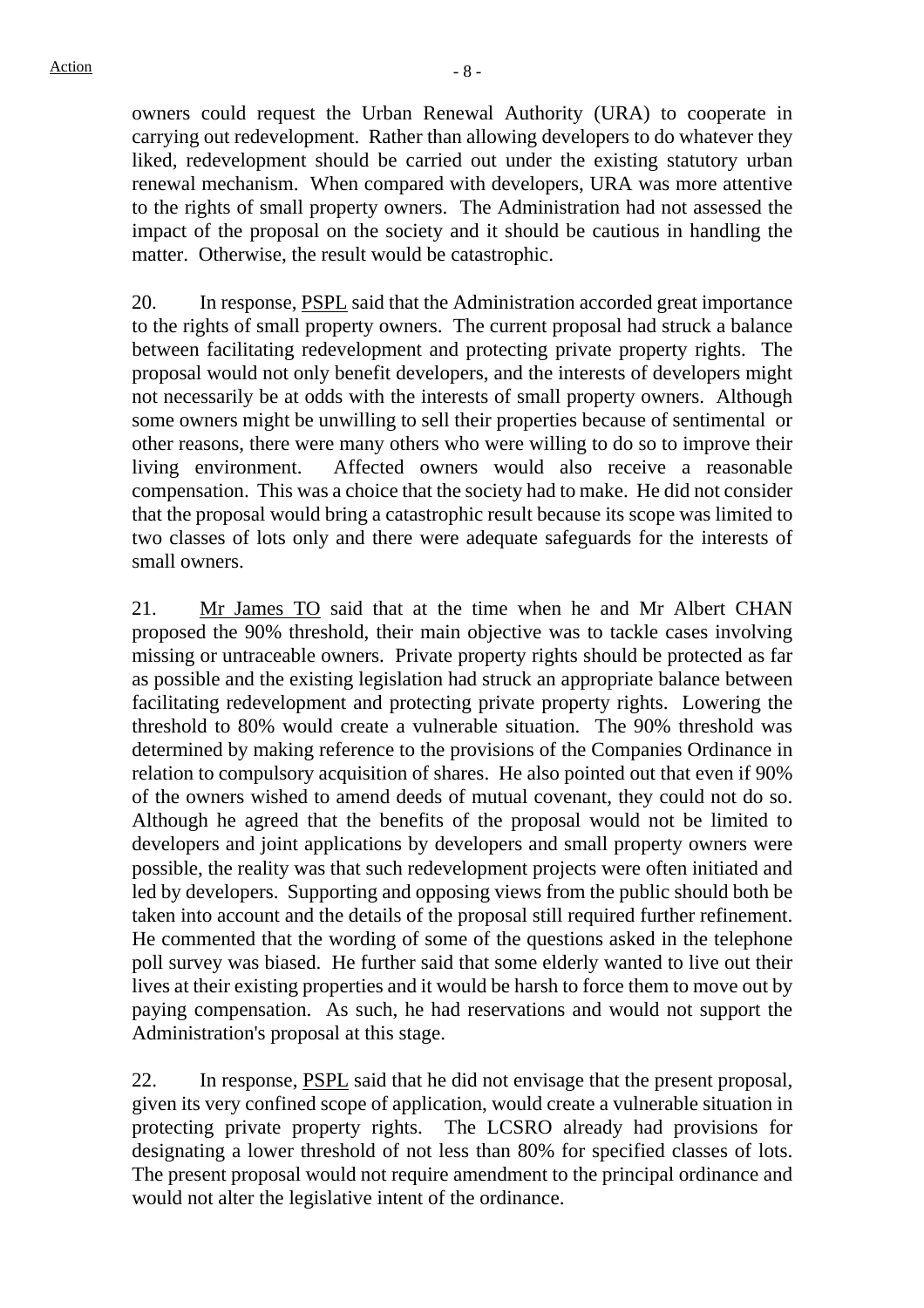owners could request the Urban Renewal Authority (URA) to cooperate in carrying out redevelopment. Rather than allowing developers to do whatever they liked, redevelopment should be carried out under the existing statutory urban renewal mechanism. When compared with developers, URA was more attentive to the rights of small property owners. The Administration had not assessed the impact of the proposal on the society and it should be cautious in handling the matter. Otherwise, the result would be catastrophic.

20. In response, PSPL said that the Administration accorded great importance to the rights of small property owners. The current proposal had struck a balance between facilitating redevelopment and protecting private property rights. The proposal would not only benefit developers, and the interests of developers might not necessarily be at odds with the interests of small property owners. Although some owners might be unwilling to sell their properties because of sentimental or other reasons, there were many others who were willing to do so to improve their living environment. Affected owners would also receive a reasonable compensation. This was a choice that the society had to make. He did not consider that the proposal would bring a catastrophic result because its scope was limited to two classes of lots only and there were adequate safeguards for the interests of small owners.

21. Mr James TO said that at the time when he and Mr Albert CHAN proposed the 90% threshold, their main objective was to tackle cases involving missing or untraceable owners. Private property rights should be protected as far as possible and the existing legislation had struck an appropriate balance between facilitating redevelopment and protecting private property rights. Lowering the threshold to 80% would create a vulnerable situation. The 90% threshold was determined by making reference to the provisions of the Companies Ordinance in relation to compulsory acquisition of shares. He also pointed out that even if 90% of the owners wished to amend deeds of mutual covenant, they could not do so. Although he agreed that the benefits of the proposal would not be limited to developers and joint applications by developers and small property owners were possible, the reality was that such redevelopment projects were often initiated and led by developers. Supporting and opposing views from the public should both be taken into account and the details of the proposal still required further refinement. He commented that the wording of some of the questions asked in the telephone poll survey was biased. He further said that some elderly wanted to live out their lives at their existing properties and it would be harsh to force them to move out by paying compensation. As such, he had reservations and would not support the Administration's proposal at this stage.

22. In response, PSPL said that he did not envisage that the present proposal, given its very confined scope of application, would create a vulnerable situation in protecting private property rights. The LCSRO already had provisions for designating a lower threshold of not less than 80% for specified classes of lots. The present proposal would not require amendment to the principal ordinance and would not alter the legislative intent of the ordinance.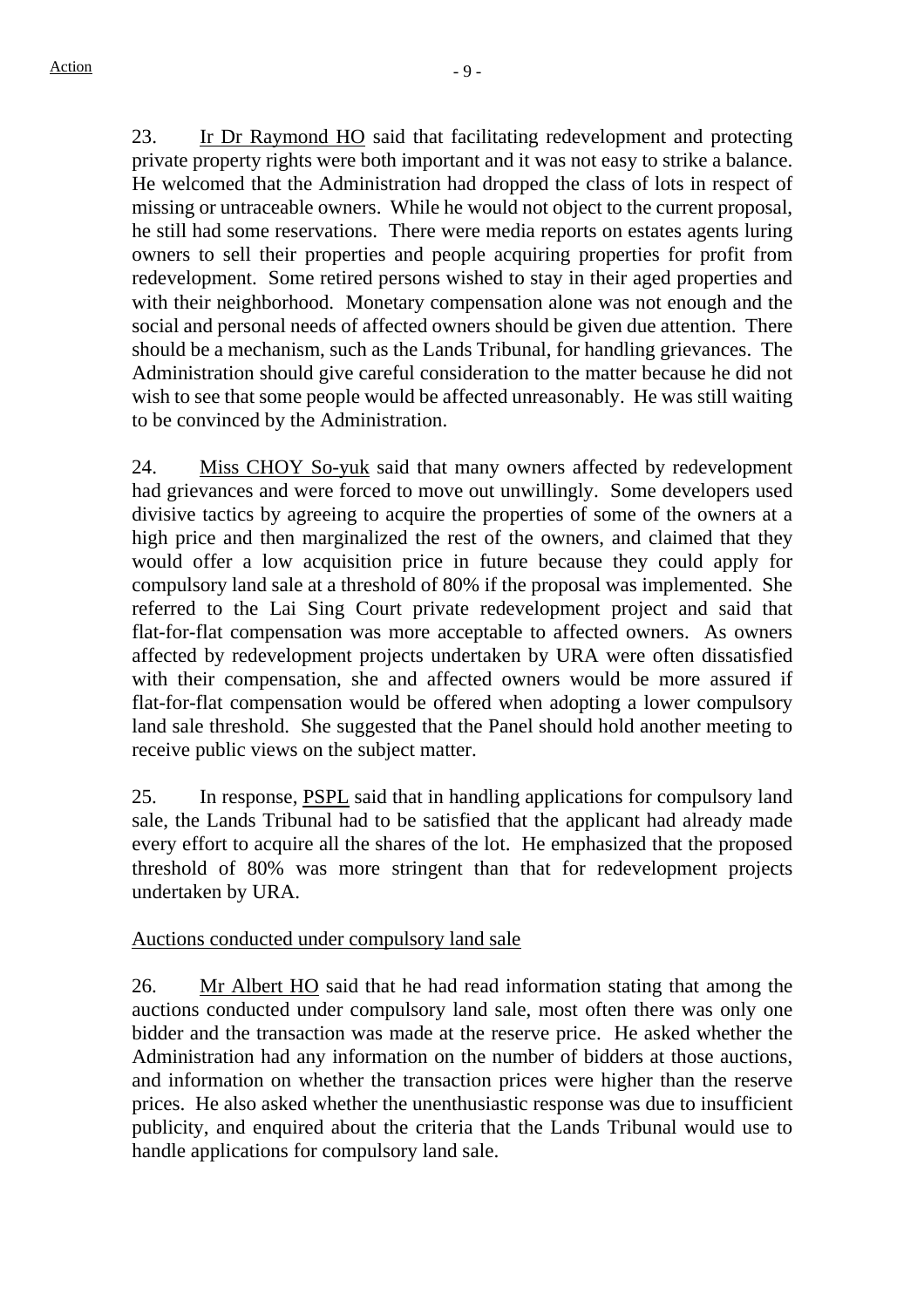23. Ir Dr Raymond HO said that facilitating redevelopment and protecting private property rights were both important and it was not easy to strike a balance. He welcomed that the Administration had dropped the class of lots in respect of missing or untraceable owners. While he would not object to the current proposal, he still had some reservations. There were media reports on estates agents luring owners to sell their properties and people acquiring properties for profit from redevelopment. Some retired persons wished to stay in their aged properties and with their neighborhood. Monetary compensation alone was not enough and the social and personal needs of affected owners should be given due attention. There should be a mechanism, such as the Lands Tribunal, for handling grievances. The Administration should give careful consideration to the matter because he did not wish to see that some people would be affected unreasonably. He was still waiting to be convinced by the Administration.

24. Miss CHOY So-yuk said that many owners affected by redevelopment had grievances and were forced to move out unwillingly. Some developers used divisive tactics by agreeing to acquire the properties of some of the owners at a high price and then marginalized the rest of the owners, and claimed that they would offer a low acquisition price in future because they could apply for compulsory land sale at a threshold of 80% if the proposal was implemented. She referred to the Lai Sing Court private redevelopment project and said that flat-for-flat compensation was more acceptable to affected owners. As owners affected by redevelopment projects undertaken by URA were often dissatisfied with their compensation, she and affected owners would be more assured if flat-for-flat compensation would be offered when adopting a lower compulsory land sale threshold. She suggested that the Panel should hold another meeting to receive public views on the subject matter.

25. In response, PSPL said that in handling applications for compulsory land sale, the Lands Tribunal had to be satisfied that the applicant had already made every effort to acquire all the shares of the lot. He emphasized that the proposed threshold of 80% was more stringent than that for redevelopment projects undertaken by URA.

Auctions conducted under compulsory land sale

26. Mr Albert HO said that he had read information stating that among the auctions conducted under compulsory land sale, most often there was only one bidder and the transaction was made at the reserve price. He asked whether the Administration had any information on the number of bidders at those auctions, and information on whether the transaction prices were higher than the reserve prices. He also asked whether the unenthusiastic response was due to insufficient publicity, and enquired about the criteria that the Lands Tribunal would use to handle applications for compulsory land sale.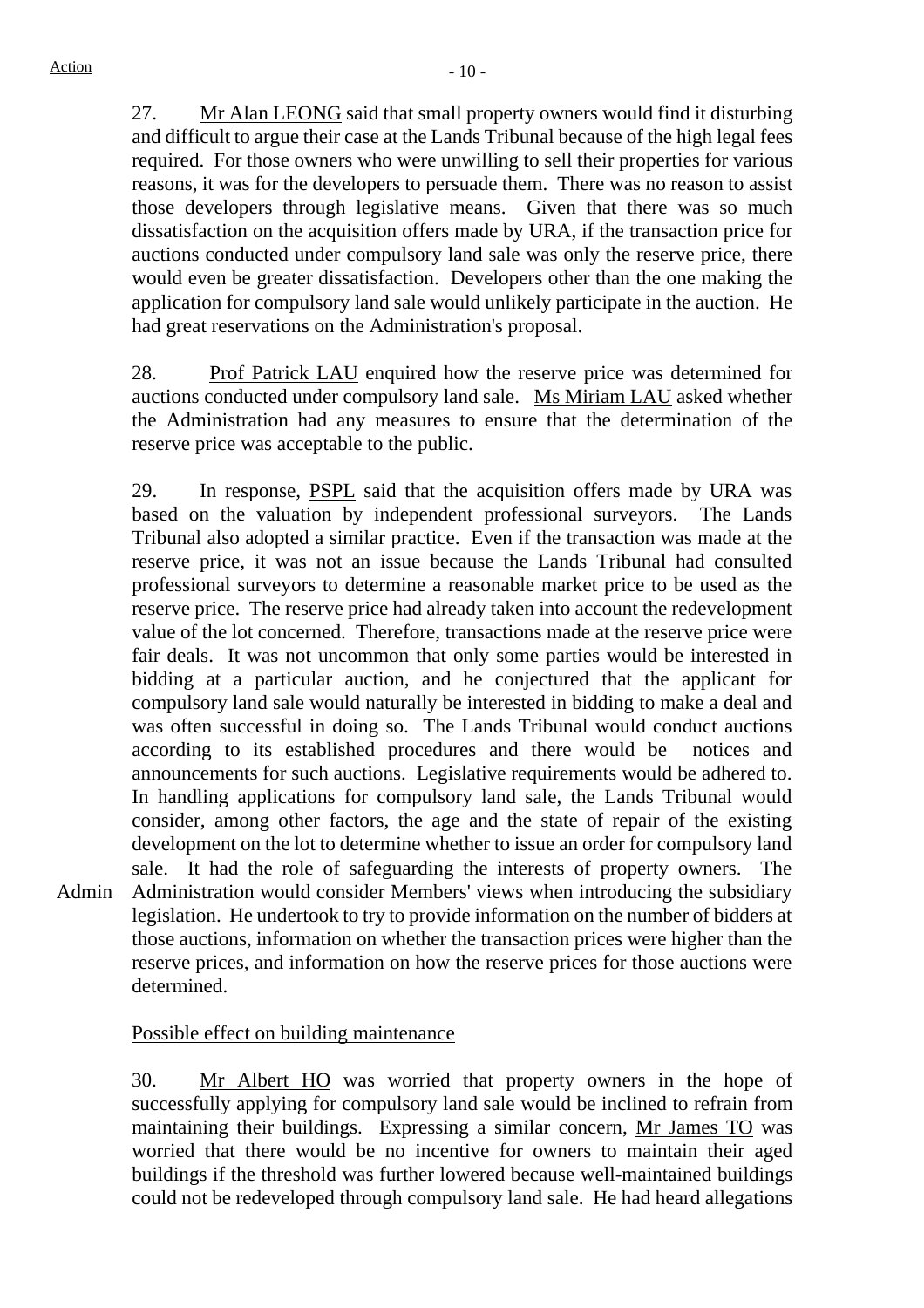27. Mr Alan LEONG said that small property owners would find it disturbing and difficult to argue their case at the Lands Tribunal because of the high legal fees required. For those owners who were unwilling to sell their properties for various reasons, it was for the developers to persuade them. There was no reason to assist those developers through legislative means. Given that there was so much dissatisfaction on the acquisition offers made by URA, if the transaction price for auctions conducted under compulsory land sale was only the reserve price, there would even be greater dissatisfaction. Developers other than the one making the application for compulsory land sale would unlikely participate in the auction. He had great reservations on the Administration's proposal.

28. Prof Patrick LAU enquired how the reserve price was determined for auctions conducted under compulsory land sale. Ms Miriam LAU asked whether the Administration had any measures to ensure that the determination of the reserve price was acceptable to the public.

29. In response, PSPL said that the acquisition offers made by URA was based on the valuation by independent professional surveyors. The Lands Tribunal also adopted a similar practice. Even if the transaction was made at the reserve price, it was not an issue because the Lands Tribunal had consulted professional surveyors to determine a reasonable market price to be used as the reserve price. The reserve price had already taken into account the redevelopment value of the lot concerned. Therefore, transactions made at the reserve price were fair deals. It was not uncommon that only some parties would be interested in bidding at a particular auction, and he conjectured that the applicant for compulsory land sale would naturally be interested in bidding to make a deal and was often successful in doing so. The Lands Tribunal would conduct auctions according to its established procedures and there would be notices and announcements for such auctions. Legislative requirements would be adhered to. In handling applications for compulsory land sale, the Lands Tribunal would consider, among other factors, the age and the state of repair of the existing development on the lot to determine whether to issue an order for compulsory land sale. It had the role of safeguarding the interests of property owners. The Administration would consider Members' views when introducing the subsidiary legislation. He undertook to try to provide information on the number of bidders at those auctions, information on whether the transaction prices were higher than the reserve prices, and information on how the reserve prices for those auctions were determined.

Action: Admin

Possible effect on building maintenance

30. Mr Albert HO was worried that property owners in the hope of successfully applying for compulsory land sale would be inclined to refrain from maintaining their buildings. Expressing a similar concern, Mr James TO was worried that there would be no incentive for owners to maintain their aged buildings if the threshold was further lowered because well-maintained buildings could not be redeveloped through compulsory land sale. He had heard allegations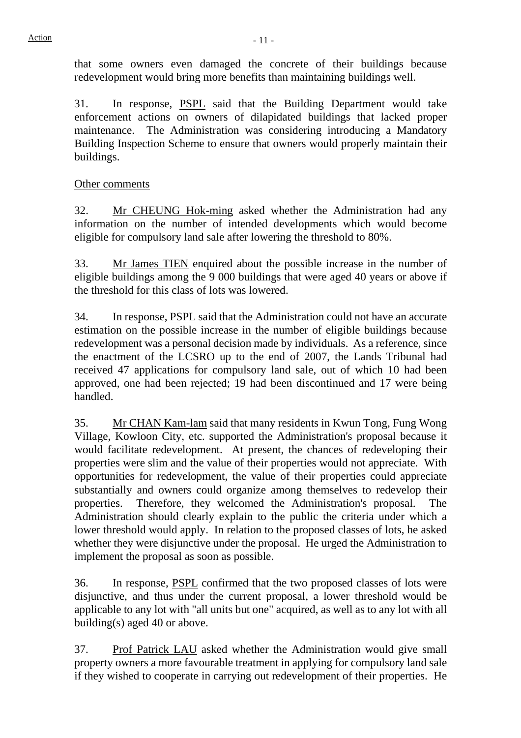that some owners even damaged the concrete of their buildings because redevelopment would bring more benefits than maintaining buildings well.

31. In response, PSPL said that the Building Department would take enforcement actions on owners of dilapidated buildings that lacked proper maintenance. The Administration was considering introducing a Mandatory Building Inspection Scheme to ensure that owners would properly maintain their buildings.

Other comments

32. Mr CHEUNG Hok-ming asked whether the Administration had any information on the number of intended developments which would become eligible for compulsory land sale after lowering the threshold to 80%.

33. Mr James TIEN enquired about the possible increase in the number of eligible buildings among the 9 000 buildings that were aged 40 years or above if the threshold for this class of lots was lowered.

34. In response, PSPL said that the Administration could not have an accurate estimation on the possible increase in the number of eligible buildings because redevelopment was a personal decision made by individuals. As a reference, since the enactment of the LCSRO up to the end of 2007, the Lands Tribunal had received 47 applications for compulsory land sale, out of which 10 had been approved, one had been rejected; 19 had been discontinued and 17 were being handled.

35. Mr CHAN Kam-lam said that many residents in Kwun Tong, Fung Wong Village, Kowloon City, etc. supported the Administration's proposal because it would facilitate redevelopment. At present, the chances of redeveloping their properties were slim and the value of their properties would not appreciate. With opportunities for redevelopment, the value of their properties could appreciate substantially and owners could organize among themselves to redevelop their properties. Therefore, they welcomed the Administration's proposal. The Administration should clearly explain to the public the criteria under which a lower threshold would apply. In relation to the proposed classes of lots, he asked whether they were disjunctive under the proposal. He urged the Administration to implement the proposal as soon as possible.

36. In response, PSPL confirmed that the two proposed classes of lots were disjunctive, and thus under the current proposal, a lower threshold would be applicable to any lot with "all units but one" acquired, as well as to any lot with all building(s) aged 40 or above.

37. Prof Patrick LAU asked whether the Administration would give small property owners a more favourable treatment in applying for compulsory land sale if they wished to cooperate in carrying out redevelopment of their properties. He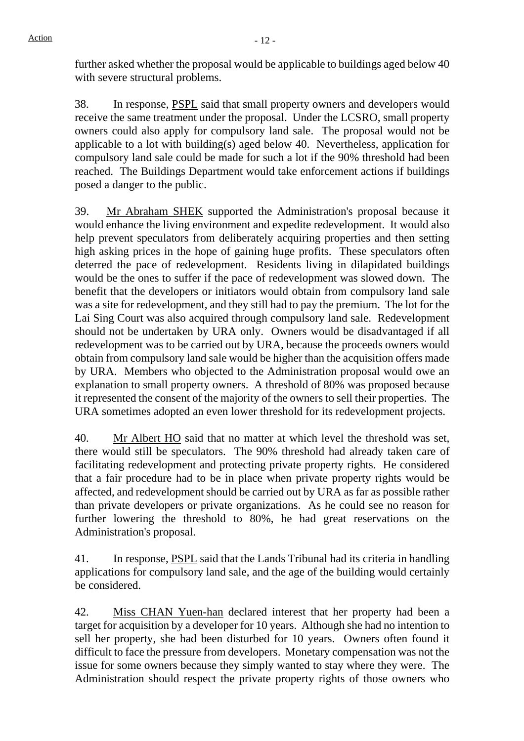further asked whether the proposal would be applicable to buildings aged below 40 with severe structural problems.

38. In response, PSPL said that small property owners and developers would receive the same treatment under the proposal. Under the LCSRO, small property owners could also apply for compulsory land sale. The proposal would not be applicable to a lot with building(s) aged below 40. Nevertheless, application for compulsory land sale could be made for such a lot if the 90% threshold had been reached. The Buildings Department would take enforcement actions if buildings posed a danger to the public.

39. Mr Abraham SHEK supported the Administration's proposal because it would enhance the living environment and expedite redevelopment. It would also help prevent speculators from deliberately acquiring properties and then setting high asking prices in the hope of gaining huge profits. These speculators often deterred the pace of redevelopment. Residents living in dilapidated buildings would be the ones to suffer if the pace of redevelopment was slowed down. The benefit that the developers or initiators would obtain from compulsory land sale was a site for redevelopment, and they still had to pay the premium. The lot for the Lai Sing Court was also acquired through compulsory land sale. Redevelopment should not be undertaken by URA only. Owners would be disadvantaged if all redevelopment was to be carried out by URA, because the proceeds owners would obtain from compulsory land sale would be higher than the acquisition offers made by URA. Members who objected to the Administration proposal would owe an explanation to small property owners. A threshold of 80% was proposed because it represented the consent of the majority of the owners to sell their properties. The URA sometimes adopted an even lower threshold for its redevelopment projects.

40. Mr Albert HO said that no matter at which level the threshold was set, there would still be speculators. The 90% threshold had already taken care of facilitating redevelopment and protecting private property rights. He considered that a fair procedure had to be in place when private property rights would be affected, and redevelopment should be carried out by URA as far as possible rather than private developers or private organizations. As he could see no reason for further lowering the threshold to 80%, he had great reservations on the Administration's proposal.

41. In response, PSPL said that the Lands Tribunal had its criteria in handling applications for compulsory land sale, and the age of the building would certainly be considered.

42. Miss CHAN Yuen-han declared interest that her property had been a target for acquisition by a developer for 10 years. Although she had no intention to sell her property, she had been disturbed for 10 years. Owners often found it difficult to face the pressure from developers. Monetary compensation was not the issue for some owners because they simply wanted to stay where they were. The Administration should respect the private property rights of those owners who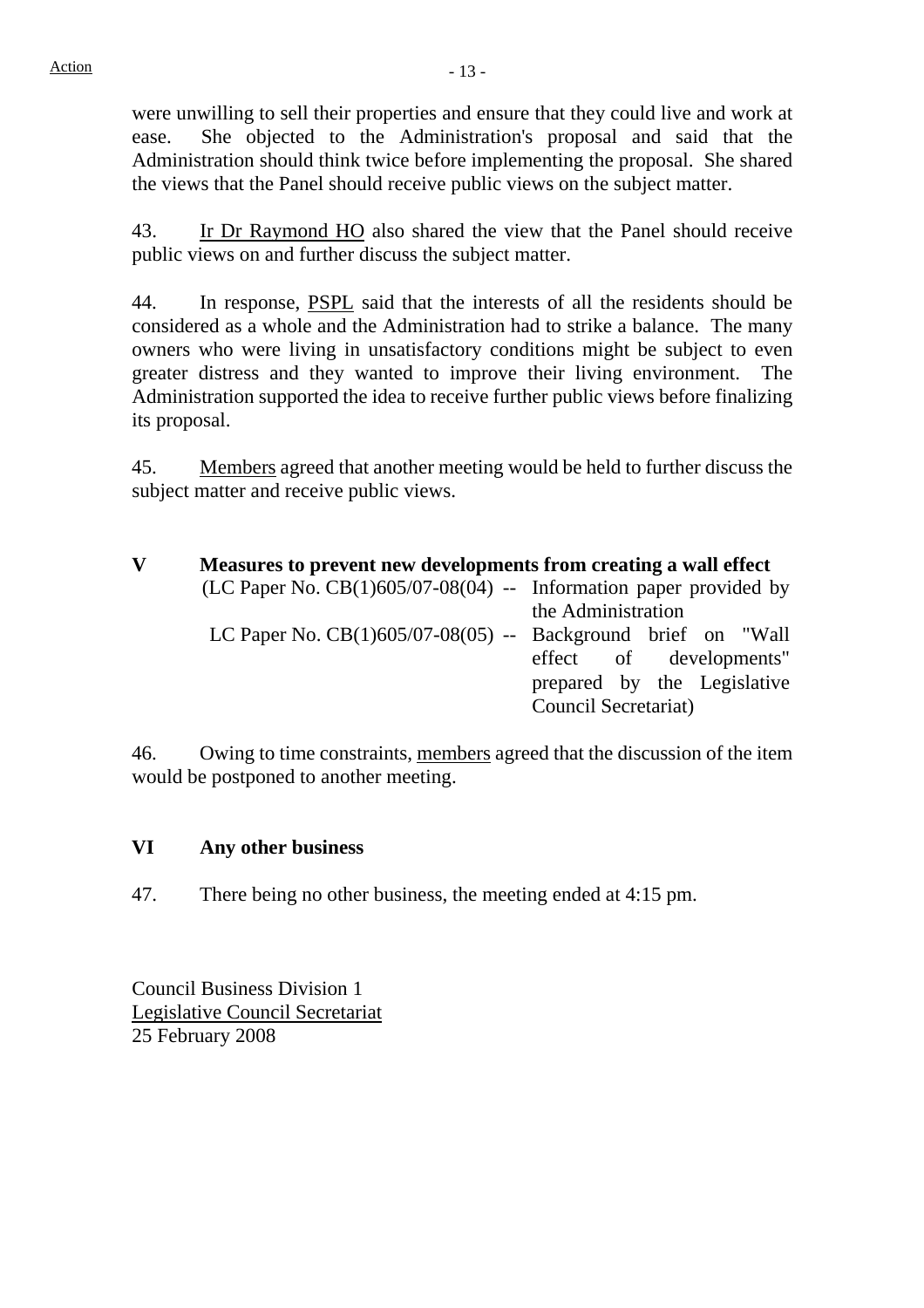were unwilling to sell their properties and ensure that they could live and work at ease. She objected to the Administration's proposal and said that the Administration should think twice before implementing the proposal. She shared the views that the Panel should receive public views on the subject matter.

43. Ir Dr Raymond HO also shared the view that the Panel should receive public views on and further discuss the subject matter.

44. In response, PSPL said that the interests of all the residents should be considered as a whole and the Administration had to strike a balance. The many owners who were living in unsatisfactory conditions might be subject to even greater distress and they wanted to improve their living environment. The Administration supported the idea to receive further public views before finalizing its proposal.

45. Members agreed that another meeting would be held to further discuss the subject matter and receive public views.

## V Measures to prevent new developments from creating a wall effect

(LC Paper No. CB(1)605/07-08(04) -- Information paper provided by the Administration

LC Paper No. CB(1)605/07-08(05) -- Background brief on "Wall effect of developments" prepared by the Legislative Council Secretariat)

46. Owing to time constraints, members agreed that the discussion of the item would be postponed to another meeting.

## VI Any other business

47. There being no other business, the meeting ended at 4:15 pm.

Council Business Division 1
Legislative Council Secretariat
25 February 2008